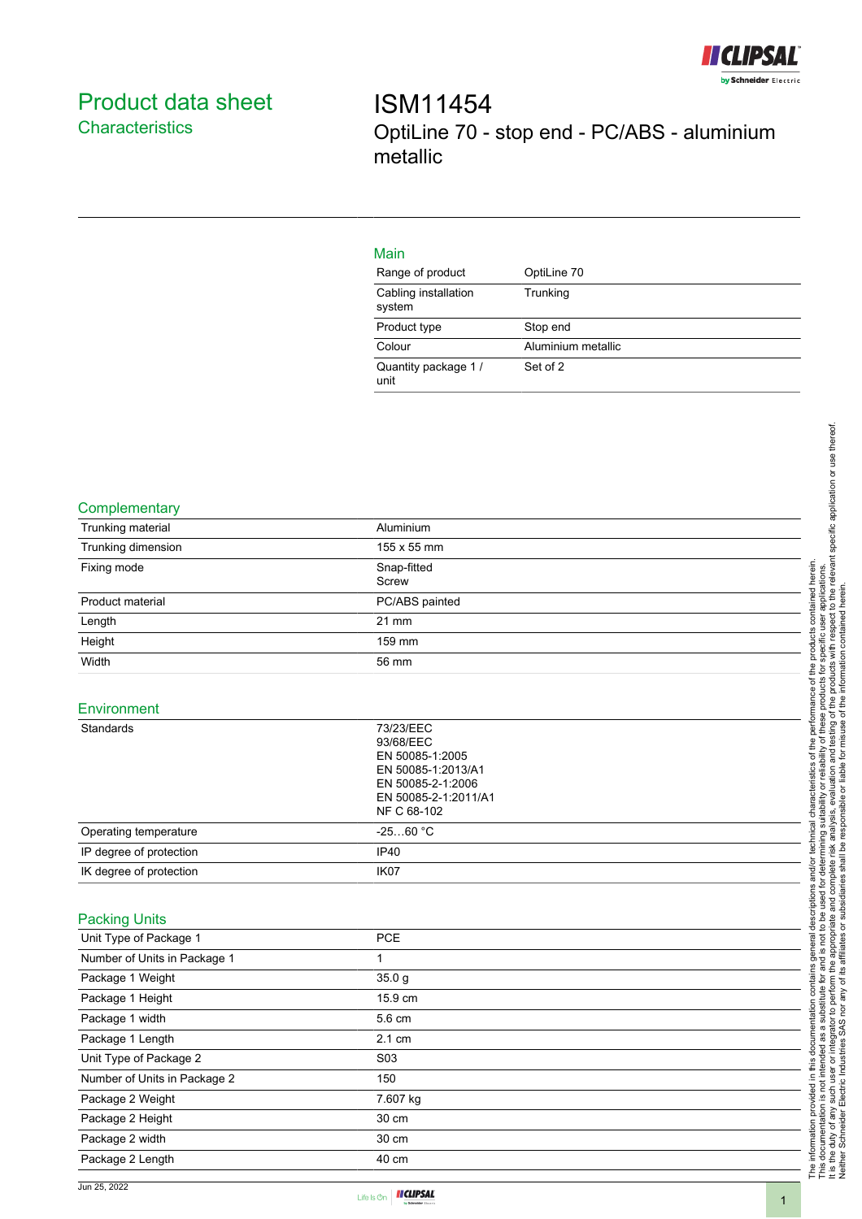# Product data sheet

## Characteristics

# ISM11454

OptiLine 70 - stop end - PC/ABS - aluminium metallic

### Main

| | |
|---|---|
| Range of product | OptiLine 70 |
| Cabling installation system | Trunking |
| Product type | Stop end |
| Colour | Aluminium metallic |
| Quantity package 1 / unit | Set of 2 |

### Complementary

| | |
|---|---|
| Trunking material | Aluminium |
| Trunking dimension | 155 x 55 mm |
| Fixing mode | Snap-fitted<br>Screw |
| Product material | PC/ABS painted |
| Length | 21 mm |
| Height | 159 mm |
| Width | 56 mm |

### Environment

| | |
|---|---|
| Standards | 73/23/EEC<br>93/68/EEC<br>EN 50085-1:2005<br>EN 50085-1:2013/A1<br>EN 50085-2-1:2006<br>EN 50085-2-1:2011/A1<br>NF C 68-102 |
| Operating temperature | -25…60 °C |
| IP degree of protection | IP40 |
| IK degree of protection | IK07 |

### Packing Units

| | |
|---|---|
| Unit Type of Package 1 | PCE |
| Number of Units in Package 1 | 1 |
| Package 1 Weight | 35.0 g |
| Package 1 Height | 15.9 cm |
| Package 1 width | 5.6 cm |
| Package 1 Length | 2.1 cm |
| Unit Type of Package 2 | S03 |
| Number of Units in Package 2 | 150 |
| Package 2 Weight | 7.607 kg |
| Package 2 Height | 30 cm |
| Package 2 width | 30 cm |
| Package 2 Length | 40 cm |

The information provided in this documentation contains general descriptions and/or technical characteristics of the performance of the products contained herein. This documentation is not intended as a substitute for and is not to be used for determining suitability or reliability of these products for specific user applications. It is the duty of any such user or integrator to perform the appropriate and complete risk analysis, evaluation and testing of the products with respect to the relevant specific application or use thereof. Neither Schneider Electric Industries SAS nor any of its affiliates or subsidiaries shall be responsible or liable for misuse of the information contained herein.

Jun 25, 2022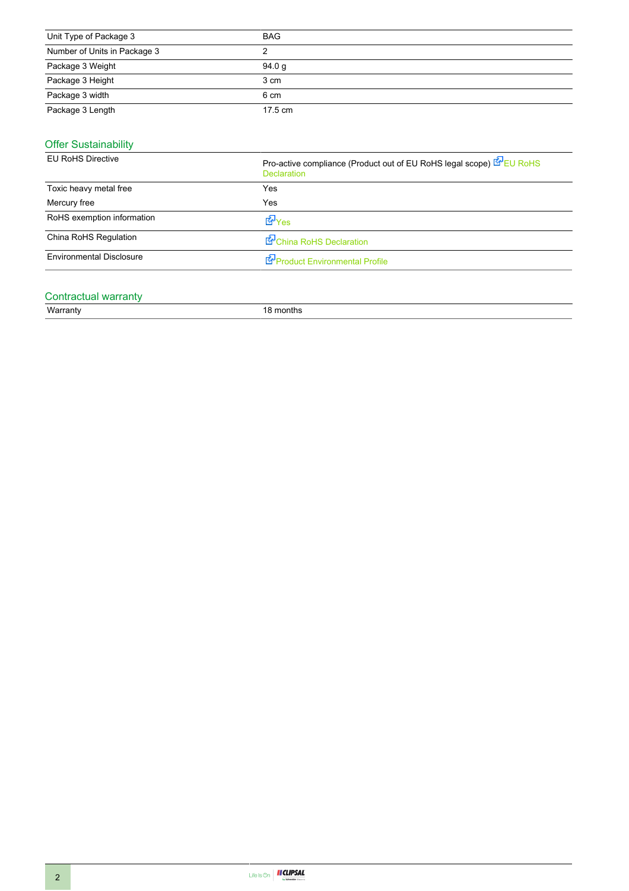| | |
|---|---|
| Unit Type of Package 3 | BAG |
| Number of Units in Package 3 | 2 |
| Package 3 Weight | 94.0 g |
| Package 3 Height | 3 cm |
| Package 3 width | 6 cm |
| Package 3 Length | 17.5 cm |

## Offer Sustainability

| | |
|---|---|
| EU RoHS Directive | Pro-active compliance (Product out of EU RoHS legal scope) EU RoHS Declaration |
| Toxic heavy metal free | Yes |
| Mercury free | Yes |
| RoHS exemption information | Yes |
| China RoHS Regulation | China RoHS Declaration |
| Environmental Disclosure | Product Environmental Profile |

## Contractual warranty

| | |
|---|---|
| Warranty | 18 months |